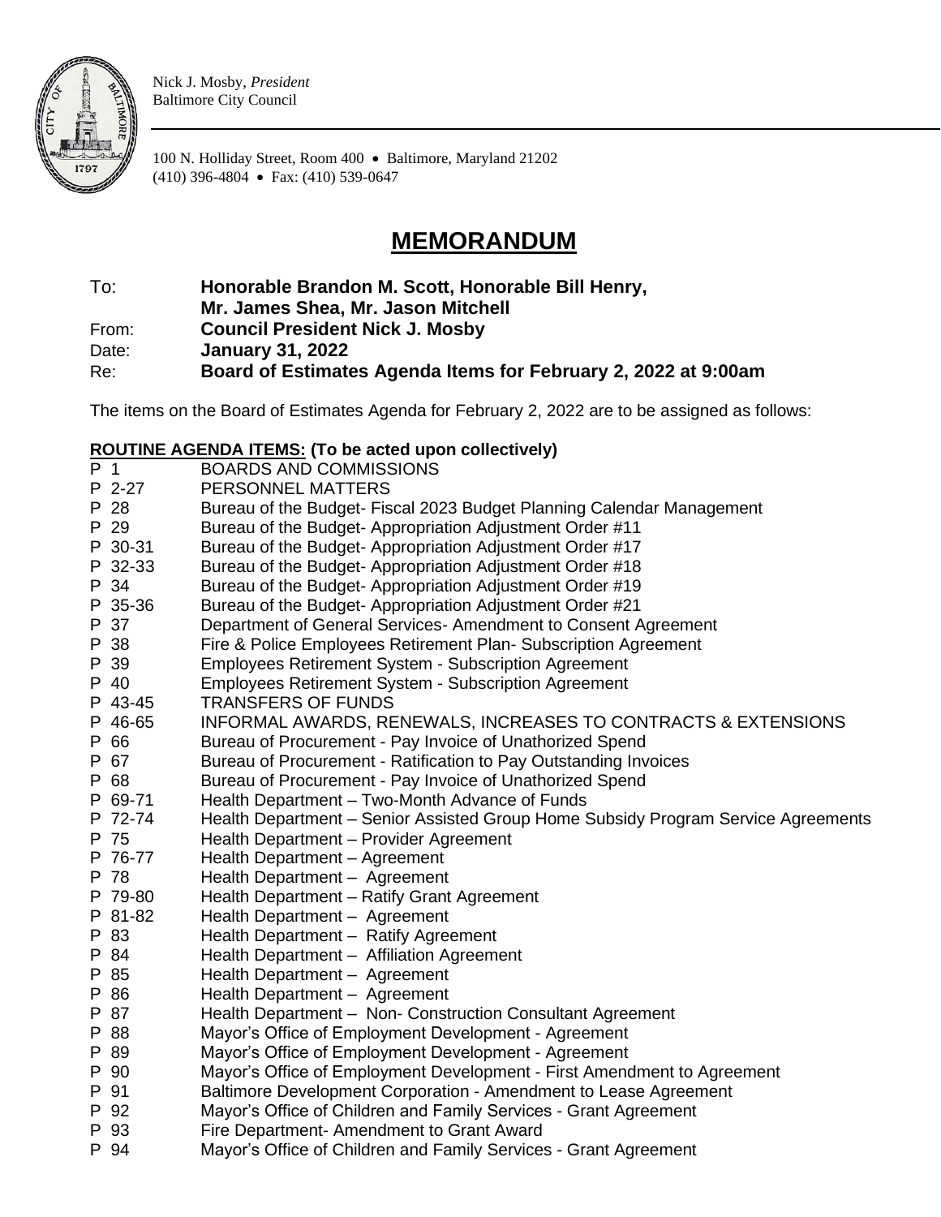Nick J. Mosby, *President*
Baltimore City Council

100 N. Holliday Street, Room 400 • Baltimore, Maryland 21202
(410) 396-4804 • Fax: (410) 539-0647

# MEMORANDUM

To: **Honorable Brandon M. Scott, Honorable Bill Henry, Mr. James Shea, Mr. Jason Mitchell**
From: **Council President Nick J. Mosby**
Date: **January 31, 2022**
Re: **Board of Estimates Agenda Items for February 2, 2022 at 9:00am**

The items on the Board of Estimates Agenda for February 2, 2022 are to be assigned as follows:

**ROUTINE AGENDA ITEMS: (To be acted upon collectively)**

| | |
|---|---|
| P 1 | BOARDS AND COMMISSIONS |
| P 2-27 | PERSONNEL MATTERS |
| P 28 | Bureau of the Budget- Fiscal 2023 Budget Planning Calendar Management |
| P 29 | Bureau of the Budget- Appropriation Adjustment Order #11 |
| P 30-31 | Bureau of the Budget- Appropriation Adjustment Order #17 |
| P 32-33 | Bureau of the Budget- Appropriation Adjustment Order #18 |
| P 34 | Bureau of the Budget- Appropriation Adjustment Order #19 |
| P 35-36 | Bureau of the Budget- Appropriation Adjustment Order #21 |
| P 37 | Department of General Services- Amendment to Consent Agreement |
| P 38 | Fire & Police Employees Retirement Plan- Subscription Agreement |
| P 39 | Employees Retirement System - Subscription Agreement |
| P 40 | Employees Retirement System - Subscription Agreement |
| P 43-45 | TRANSFERS OF FUNDS |
| P 46-65 | INFORMAL AWARDS, RENEWALS, INCREASES TO CONTRACTS & EXTENSIONS |
| P 66 | Bureau of Procurement - Pay Invoice of Unathorized Spend |
| P 67 | Bureau of Procurement - Ratification to Pay Outstanding Invoices |
| P 68 | Bureau of Procurement - Pay Invoice of Unathorized Spend |
| P 69-71 | Health Department – Two-Month Advance of Funds |
| P 72-74 | Health Department – Senior Assisted Group Home Subsidy Program Service Agreements |
| P 75 | Health Department – Provider Agreement |
| P 76-77 | Health Department – Agreement |
| P 78 | Health Department – Agreement |
| P 79-80 | Health Department – Ratify Grant Agreement |
| P 81-82 | Health Department – Agreement |
| P 83 | Health Department – Ratify Agreement |
| P 84 | Health Department – Affiliation Agreement |
| P 85 | Health Department – Agreement |
| P 86 | Health Department – Agreement |
| P 87 | Health Department – Non- Construction Consultant Agreement |
| P 88 | Mayor's Office of Employment Development - Agreement |
| P 89 | Mayor's Office of Employment Development - Agreement |
| P 90 | Mayor's Office of Employment Development - First Amendment to Agreement |
| P 91 | Baltimore Development Corporation - Amendment to Lease Agreement |
| P 92 | Mayor's Office of Children and Family Services - Grant Agreement |
| P 93 | Fire Department- Amendment to Grant Award |
| P 94 | Mayor's Office of Children and Family Services - Grant Agreement |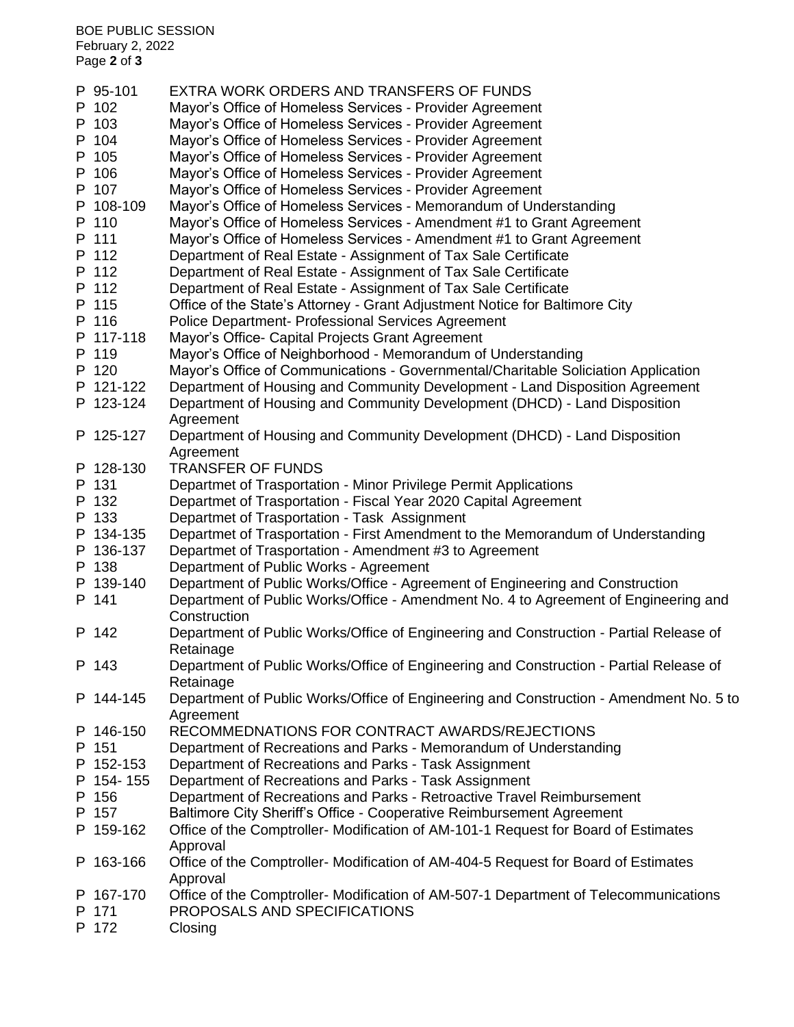| | |
|---|---|
| P 95-101 | EXTRA WORK ORDERS AND TRANSFERS OF FUNDS |
| P 102 | Mayor's Office of Homeless Services - Provider Agreement |
| P 103 | Mayor's Office of Homeless Services - Provider Agreement |
| P 104 | Mayor's Office of Homeless Services - Provider Agreement |
| P 105 | Mayor's Office of Homeless Services - Provider Agreement |
| P 106 | Mayor's Office of Homeless Services - Provider Agreement |
| P 107 | Mayor's Office of Homeless Services - Provider Agreement |
| P 108-109 | Mayor's Office of Homeless Services - Memorandum of Understanding |
| P 110 | Mayor's Office of Homeless Services - Amendment #1 to Grant Agreement |
| P 111 | Mayor's Office of Homeless Services - Amendment #1 to Grant Agreement |
| P 112 | Department of Real Estate - Assignment of Tax Sale Certificate |
| P 112 | Department of Real Estate - Assignment of Tax Sale Certificate |
| P 112 | Department of Real Estate - Assignment of Tax Sale Certificate |
| P 115 | Office of the State's Attorney - Grant Adjustment Notice for Baltimore City |
| P 116 | Police Department- Professional Services Agreement |
| P 117-118 | Mayor's Office- Capital Projects Grant Agreement |
| P 119 | Mayor's Office of Neighborhood - Memorandum of Understanding |
| P 120 | Mayor's Office of Communications - Governmental/Charitable Soliciation Application |
| P 121-122 | Department of Housing and Community Development - Land Disposition Agreement |
| P 123-124 | Department of Housing and Community Development (DHCD) - Land Disposition Agreement |
| P 125-127 | Department of Housing and Community Development (DHCD) - Land Disposition Agreement |
| P 128-130 | TRANSFER OF FUNDS |
| P 131 | Departmet of Trasportation - Minor Privilege Permit Applications |
| P 132 | Departmet of Trasportation - Fiscal Year 2020 Capital Agreement |
| P 133 | Departmet of Trasportation - Task Assignment |
| P 134-135 | Departmet of Trasportation - First Amendment to the Memorandum of Understanding |
| P 136-137 | Departmet of Trasportation - Amendment #3 to Agreement |
| P 138 | Department of Public Works - Agreement |
| P 139-140 | Department of Public Works/Office - Agreement of Engineering and Construction |
| P 141 | Department of Public Works/Office - Amendment No. 4 to Agreement of Engineering and Construction |
| P 142 | Department of Public Works/Office of Engineering and Construction - Partial Release of Retainage |
| P 143 | Department of Public Works/Office of Engineering and Construction - Partial Release of Retainage |
| P 144-145 | Department of Public Works/Office of Engineering and Construction - Amendment No. 5 to Agreement |
| P 146-150 | RECOMMEDNATIONS FOR CONTRACT AWARDS/REJECTIONS |
| P 151 | Department of Recreations and Parks - Memorandum of Understanding |
| P 152-153 | Department of Recreations and Parks - Task Assignment |
| P 154- 155 | Department of Recreations and Parks - Task Assignment |
| P 156 | Department of Recreations and Parks - Retroactive Travel Reimbursement |
| P 157 | Baltimore City Sheriff's Office - Cooperative Reimbursement Agreement |
| P 159-162 | Office of the Comptroller- Modification of AM-101-1 Request for Board of Estimates Approval |
| P 163-166 | Office of the Comptroller- Modification of AM-404-5 Request for Board of Estimates Approval |
| P 167-170 | Office of the Comptroller- Modification of AM-507-1 Department of Telecommunications |
| P 171 | PROPOSALS AND SPECIFICATIONS |
| P 172 | Closing |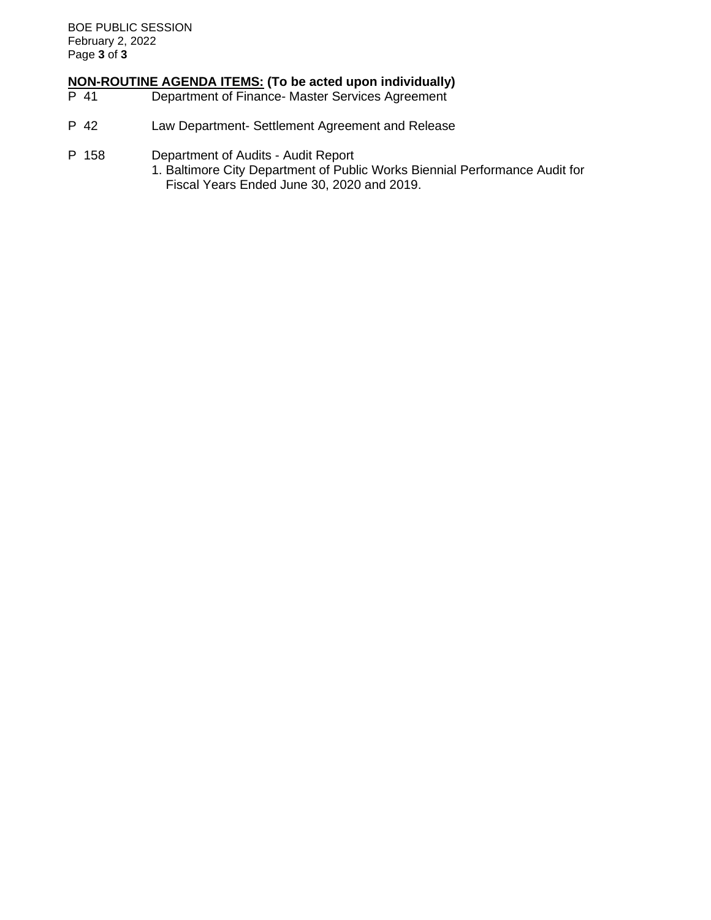**NON-ROUTINE AGENDA ITEMS: (To be acted upon individually)**

P 41 Department of Finance- Master Services Agreement

P 42 Law Department- Settlement Agreement and Release

P 158 Department of Audits - Audit Report

1. Baltimore City Department of Public Works Biennial Performance Audit for Fiscal Years Ended June 30, 2020 and 2019.